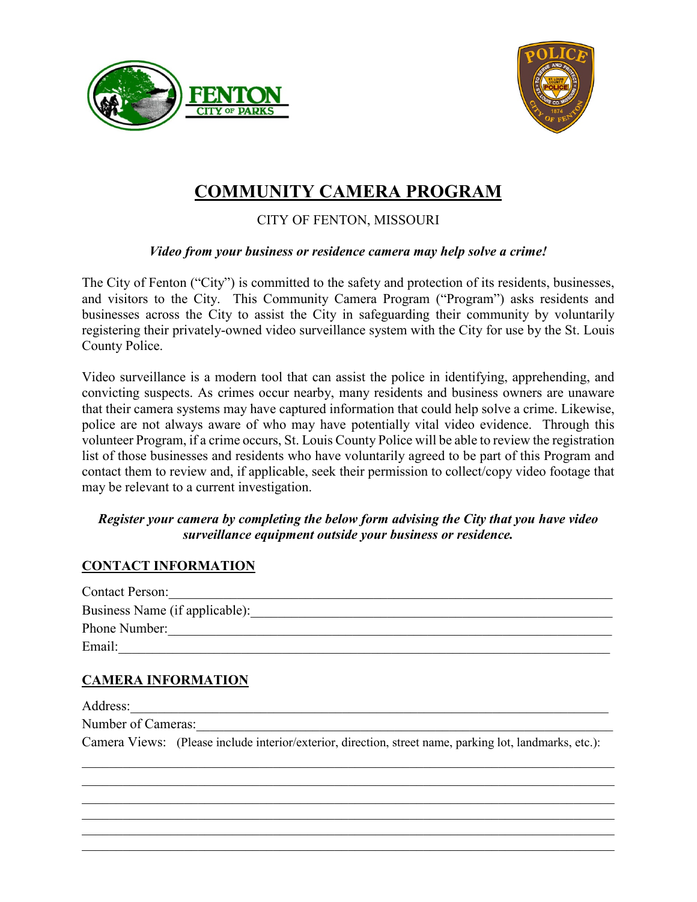# COMMUNITY CAMERA PROGRAM

CITY OF FENTON, MISSOURI

***Video from your business or residence camera may help solve a crime!***

The City of Fenton ("City") is committed to the safety and protection of its residents, businesses, and visitors to the City. This Community Camera Program ("Program") asks residents and businesses across the City to assist the City in safeguarding their community by voluntarily registering their privately-owned video surveillance system with the City for use by the St. Louis County Police.

Video surveillance is a modern tool that can assist the police in identifying, apprehending, and convicting suspects. As crimes occur nearby, many residents and business owners are unaware that their camera systems may have captured information that could help solve a crime. Likewise, police are not always aware of who may have potentially vital video evidence. Through this volunteer Program, if a crime occurs, St. Louis County Police will be able to review the registration list of those businesses and residents who have voluntarily agreed to be part of this Program and contact them to review and, if applicable, seek their permission to collect/copy video footage that may be relevant to a current investigation.

***Register your camera by completing the below form advising the City that you have video surveillance equipment outside your business or residence.***

## CONTACT INFORMATION

Contact Person:\_\_\_\_\_\_\_\_\_\_\_\_\_\_\_\_\_\_\_\_\_\_\_\_\_\_\_\_\_\_\_\_\_\_\_\_\_\_\_\_\_\_\_\_\_\_\_\_

Business Name (if applicable):\_\_\_\_\_\_\_\_\_\_\_\_\_\_\_\_\_\_\_\_\_\_\_\_\_\_\_\_\_\_\_\_\_\_\_\_

Phone Number:\_\_\_\_\_\_\_\_\_\_\_\_\_\_\_\_\_\_\_\_\_\_\_\_\_\_\_\_\_\_\_\_\_\_\_\_\_\_\_\_\_\_\_\_\_\_\_\_

Email:\_\_\_\_\_\_\_\_\_\_\_\_\_\_\_\_\_\_\_\_\_\_\_\_\_\_\_\_\_\_\_\_\_\_\_\_\_\_\_\_\_\_\_\_\_\_\_\_\_\_\_\_\_\_

## CAMERA INFORMATION

Address:\_\_\_\_\_\_\_\_\_\_\_\_\_\_\_\_\_\_\_\_\_\_\_\_\_\_\_\_\_\_\_\_\_\_\_\_\_\_\_\_\_\_\_\_\_\_\_\_\_\_\_\_

Number of Cameras:\_\_\_\_\_\_\_\_\_\_\_\_\_\_\_\_\_\_\_\_\_\_\_\_\_\_\_\_\_\_\_\_\_\_\_\_\_\_\_\_\_\_\_\_

Camera Views: (Please include interior/exterior, direction, street name, parking lot, landmarks, etc.):

\_\_\_\_\_\_\_\_\_\_\_\_\_\_\_\_\_\_\_\_\_\_\_\_\_\_\_\_\_\_\_\_\_\_\_\_\_\_\_\_\_\_\_\_\_\_\_\_\_\_\_\_\_\_\_\_\_\_\_\_\_\_

\_\_\_\_\_\_\_\_\_\_\_\_\_\_\_\_\_\_\_\_\_\_\_\_\_\_\_\_\_\_\_\_\_\_\_\_\_\_\_\_\_\_\_\_\_\_\_\_\_\_\_\_\_\_\_\_\_\_\_\_\_\_

\_\_\_\_\_\_\_\_\_\_\_\_\_\_\_\_\_\_\_\_\_\_\_\_\_\_\_\_\_\_\_\_\_\_\_\_\_\_\_\_\_\_\_\_\_\_\_\_\_\_\_\_\_\_\_\_\_\_\_\_\_\_

\_\_\_\_\_\_\_\_\_\_\_\_\_\_\_\_\_\_\_\_\_\_\_\_\_\_\_\_\_\_\_\_\_\_\_\_\_\_\_\_\_\_\_\_\_\_\_\_\_\_\_\_\_\_\_\_\_\_\_\_\_\_

\_\_\_\_\_\_\_\_\_\_\_\_\_\_\_\_\_\_\_\_\_\_\_\_\_\_\_\_\_\_\_\_\_\_\_\_\_\_\_\_\_\_\_\_\_\_\_\_\_\_\_\_\_\_\_\_\_\_\_\_\_\_

\_\_\_\_\_\_\_\_\_\_\_\_\_\_\_\_\_\_\_\_\_\_\_\_\_\_\_\_\_\_\_\_\_\_\_\_\_\_\_\_\_\_\_\_\_\_\_\_\_\_\_\_\_\_\_\_\_\_\_\_\_\_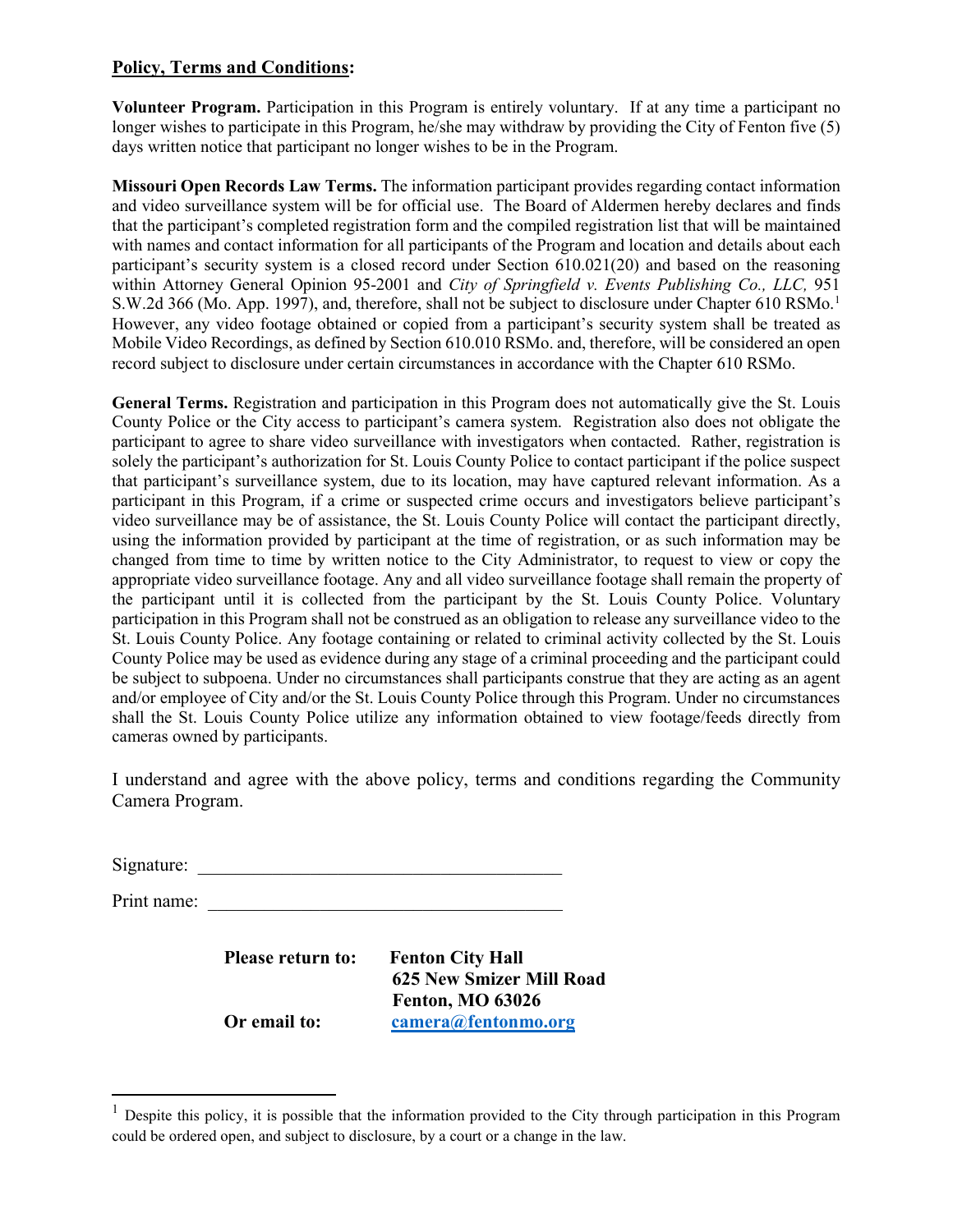**Policy, Terms and Conditions:**

**Volunteer Program.** Participation in this Program is entirely voluntary. If at any time a participant no longer wishes to participate in this Program, he/she may withdraw by providing the City of Fenton five (5) days written notice that participant no longer wishes to be in the Program.

**Missouri Open Records Law Terms.** The information participant provides regarding contact information and video surveillance system will be for official use. The Board of Aldermen hereby declares and finds that the participant's completed registration form and the compiled registration list that will be maintained with names and contact information for all participants of the Program and location and details about each participant's security system is a closed record under Section 610.021(20) and based on the reasoning within Attorney General Opinion 95-2001 and *City of Springfield v. Events Publishing Co., LLC,* 951 S.W.2d 366 (Mo. App. 1997), and, therefore, shall not be subject to disclosure under Chapter 610 RSMo.[1] However, any video footage obtained or copied from a participant's security system shall be treated as Mobile Video Recordings, as defined by Section 610.010 RSMo. and, therefore, will be considered an open record subject to disclosure under certain circumstances in accordance with the Chapter 610 RSMo.

**General Terms.** Registration and participation in this Program does not automatically give the St. Louis County Police or the City access to participant's camera system. Registration also does not obligate the participant to agree to share video surveillance with investigators when contacted. Rather, registration is solely the participant's authorization for St. Louis County Police to contact participant if the police suspect that participant's surveillance system, due to its location, may have captured relevant information. As a participant in this Program, if a crime or suspected crime occurs and investigators believe participant's video surveillance may be of assistance, the St. Louis County Police will contact the participant directly, using the information provided by participant at the time of registration, or as such information may be changed from time to time by written notice to the City Administrator, to request to view or copy the appropriate video surveillance footage. Any and all video surveillance footage shall remain the property of the participant until it is collected from the participant by the St. Louis County Police. Voluntary participation in this Program shall not be construed as an obligation to release any surveillance video to the St. Louis County Police. Any footage containing or related to criminal activity collected by the St. Louis County Police may be used as evidence during any stage of a criminal proceeding and the participant could be subject to subpoena. Under no circumstances shall participants construe that they are acting as an agent and/or employee of City and/or the St. Louis County Police through this Program. Under no circumstances shall the St. Louis County Police utilize any information obtained to view footage/feeds directly from cameras owned by participants.

I understand and agree with the above policy, terms and conditions regarding the Community Camera Program.

Signature: ______________________________________

Print name: ______________________________________

**Please return to:** **Fenton City Hall**
**625 New Smizer Mill Road**
**Fenton, MO 63026**

**Or email to:** **camera@fentonmo.org**

---

[1] Despite this policy, it is possible that the information provided to the City through participation in this Program could be ordered open, and subject to disclosure, by a court or a change in the law.